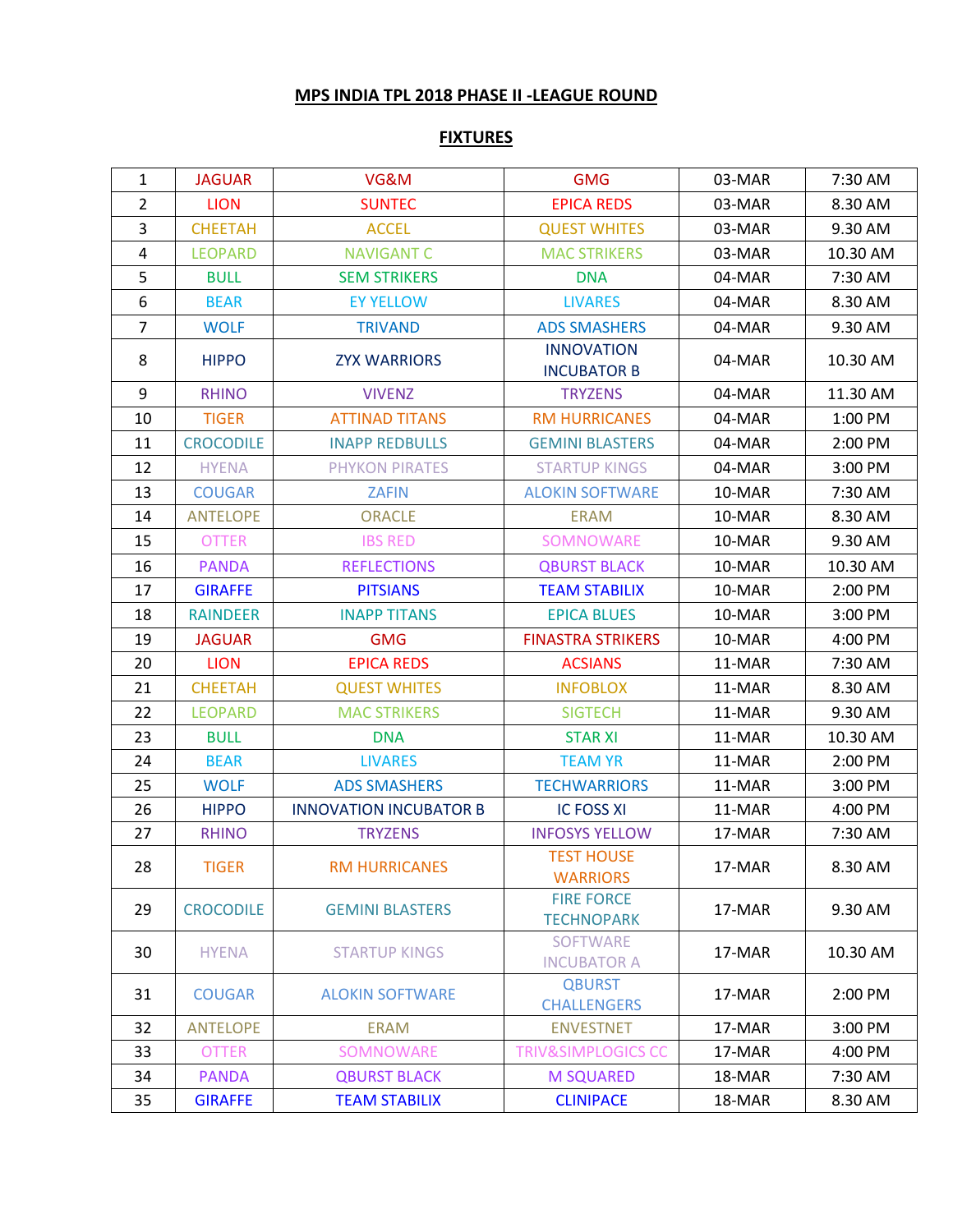**MPS INDIA TPL 2018 PHASE II -LEAGUE ROUND**

**FIXTURES**

| | | | | | |
|---|---|---|---|---|---|
| 1 | JAGUAR | VG&M | GMG | 03-MAR | 7:30 AM |
| 2 | LION | SUNTEC | EPICA REDS | 03-MAR | 8.30 AM |
| 3 | CHEETAH | ACCEL | QUEST WHITES | 03-MAR | 9.30 AM |
| 4 | LEOPARD | NAVIGANT C | MAC STRIKERS | 03-MAR | 10.30 AM |
| 5 | BULL | SEM STRIKERS | DNA | 04-MAR | 7:30 AM |
| 6 | BEAR | EY YELLOW | LIVARES | 04-MAR | 8.30 AM |
| 7 | WOLF | TRIVAND | ADS SMASHERS | 04-MAR | 9.30 AM |
| 8 | HIPPO | ZYX WARRIORS | INNOVATION INCUBATOR B | 04-MAR | 10.30 AM |
| 9 | RHINO | VIVENZ | TRYZENS | 04-MAR | 11.30 AM |
| 10 | TIGER | ATTINAD TITANS | RM HURRICANES | 04-MAR | 1:00 PM |
| 11 | CROCODILE | INAPP REDBULLS | GEMINI BLASTERS | 04-MAR | 2:00 PM |
| 12 | HYENA | PHYKON PIRATES | STARTUP KINGS | 04-MAR | 3:00 PM |
| 13 | COUGAR | ZAFIN | ALOKIN SOFTWARE | 10-MAR | 7:30 AM |
| 14 | ANTELOPE | ORACLE | ERAM | 10-MAR | 8.30 AM |
| 15 | OTTER | IBS RED | SOMNOWARE | 10-MAR | 9.30 AM |
| 16 | PANDA | REFLECTIONS | QBURST BLACK | 10-MAR | 10.30 AM |
| 17 | GIRAFFE | PITSIANS | TEAM STABILIX | 10-MAR | 2:00 PM |
| 18 | RAINDEER | INAPP TITANS | EPICA BLUES | 10-MAR | 3:00 PM |
| 19 | JAGUAR | GMG | FINASTRA STRIKERS | 10-MAR | 4:00 PM |
| 20 | LION | EPICA REDS | ACSIANS | 11-MAR | 7:30 AM |
| 21 | CHEETAH | QUEST WHITES | INFOBLOX | 11-MAR | 8.30 AM |
| 22 | LEOPARD | MAC STRIKERS | SIGTECH | 11-MAR | 9.30 AM |
| 23 | BULL | DNA | STAR XI | 11-MAR | 10.30 AM |
| 24 | BEAR | LIVARES | TEAM YR | 11-MAR | 2:00 PM |
| 25 | WOLF | ADS SMASHERS | TECHWARRIORS | 11-MAR | 3:00 PM |
| 26 | HIPPO | INNOVATION INCUBATOR B | IC FOSS XI | 11-MAR | 4:00 PM |
| 27 | RHINO | TRYZENS | INFOSYS YELLOW | 17-MAR | 7:30 AM |
| 28 | TIGER | RM HURRICANES | TEST HOUSE WARRIORS | 17-MAR | 8.30 AM |
| 29 | CROCODILE | GEMINI BLASTERS | FIRE FORCE TECHNOPARK | 17-MAR | 9.30 AM |
| 30 | HYENA | STARTUP KINGS | SOFTWARE INCUBATOR A | 17-MAR | 10.30 AM |
| 31 | COUGAR | ALOKIN SOFTWARE | QBURST CHALLENGERS | 17-MAR | 2:00 PM |
| 32 | ANTELOPE | ERAM | ENVESTNET | 17-MAR | 3:00 PM |
| 33 | OTTER | SOMNOWARE | TRIV&SIMPLOGICS CC | 17-MAR | 4:00 PM |
| 34 | PANDA | QBURST BLACK | M SQUARED | 18-MAR | 7:30 AM |
| 35 | GIRAFFE | TEAM STABILIX | CLINIPACE | 18-MAR | 8.30 AM |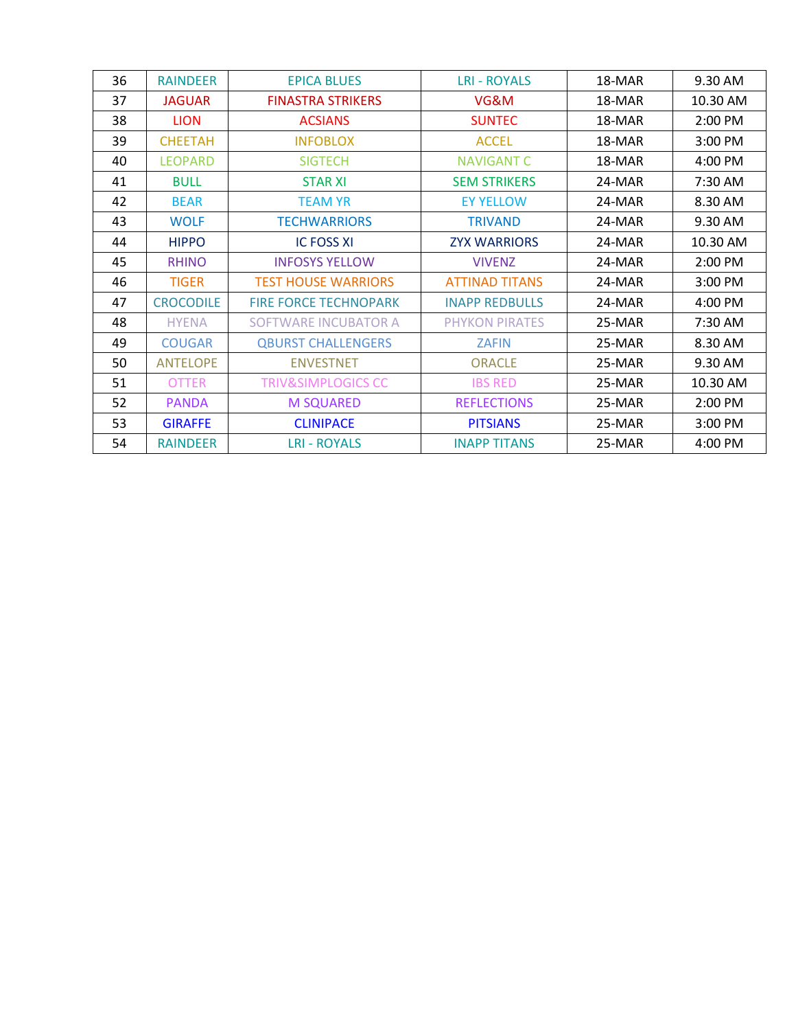| | | | | | |
|---|---|---|---|---|---|
| 36 | RAINDEER | EPICA BLUES | LRI - ROYALS | 18-MAR | 9.30 AM |
| 37 | JAGUAR | FINASTRA STRIKERS | VG&M | 18-MAR | 10.30 AM |
| 38 | LION | ACSIANS | SUNTEC | 18-MAR | 2:00 PM |
| 39 | CHEETAH | INFOBLOX | ACCEL | 18-MAR | 3:00 PM |
| 40 | LEOPARD | SIGTECH | NAVIGANT C | 18-MAR | 4:00 PM |
| 41 | BULL | STAR XI | SEM STRIKERS | 24-MAR | 7:30 AM |
| 42 | BEAR | TEAM YR | EY YELLOW | 24-MAR | 8.30 AM |
| 43 | WOLF | TECHWARRIORS | TRIVAND | 24-MAR | 9.30 AM |
| 44 | HIPPO | IC FOSS XI | ZYX WARRIORS | 24-MAR | 10.30 AM |
| 45 | RHINO | INFOSYS YELLOW | VIVENZ | 24-MAR | 2:00 PM |
| 46 | TIGER | TEST HOUSE WARRIORS | ATTINAD TITANS | 24-MAR | 3:00 PM |
| 47 | CROCODILE | FIRE FORCE TECHNOPARK | INAPP REDBULLS | 24-MAR | 4:00 PM |
| 48 | HYENA | SOFTWARE INCUBATOR A | PHYKON PIRATES | 25-MAR | 7:30 AM |
| 49 | COUGAR | QBURST CHALLENGERS | ZAFIN | 25-MAR | 8.30 AM |
| 50 | ANTELOPE | ENVESTNET | ORACLE | 25-MAR | 9.30 AM |
| 51 | OTTER | TRIV&SIMPLOGICS CC | IBS RED | 25-MAR | 10.30 AM |
| 52 | PANDA | M SQUARED | REFLECTIONS | 25-MAR | 2:00 PM |
| 53 | GIRAFFE | CLINIPACE | PITSIANS | 25-MAR | 3:00 PM |
| 54 | RAINDEER | LRI - ROYALS | INAPP TITANS | 25-MAR | 4:00 PM |